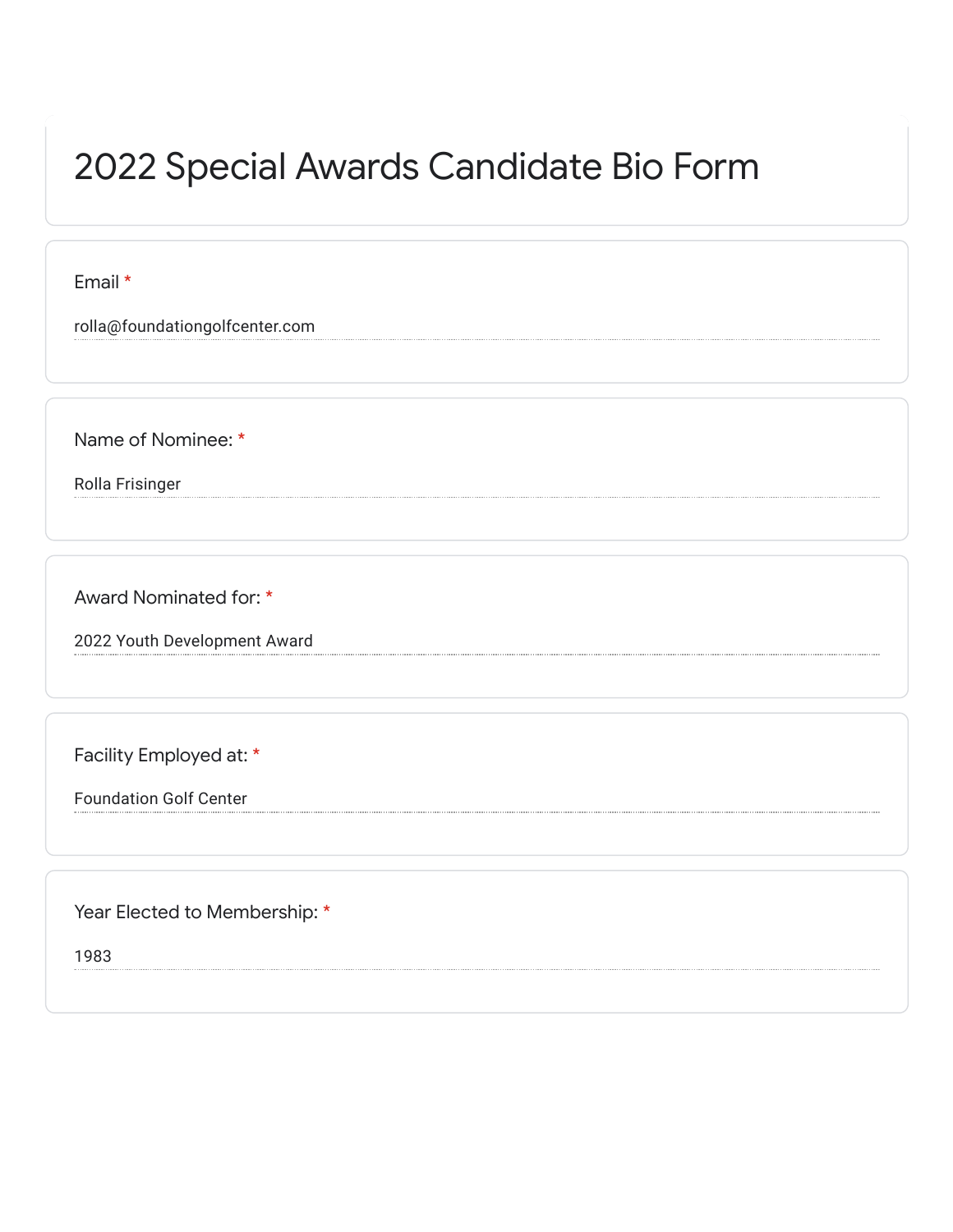# 2022 Special Awards Candidate Bio Form

**Email** *

rolla@foundationgolfcenter.com

**Name of Nominee:** *

Rolla Frisinger

**Award Nominated for:** *

2022 Youth Development Award

**Facility Employed at:** *

Foundation Golf Center

**Year Elected to Membership:** *

1983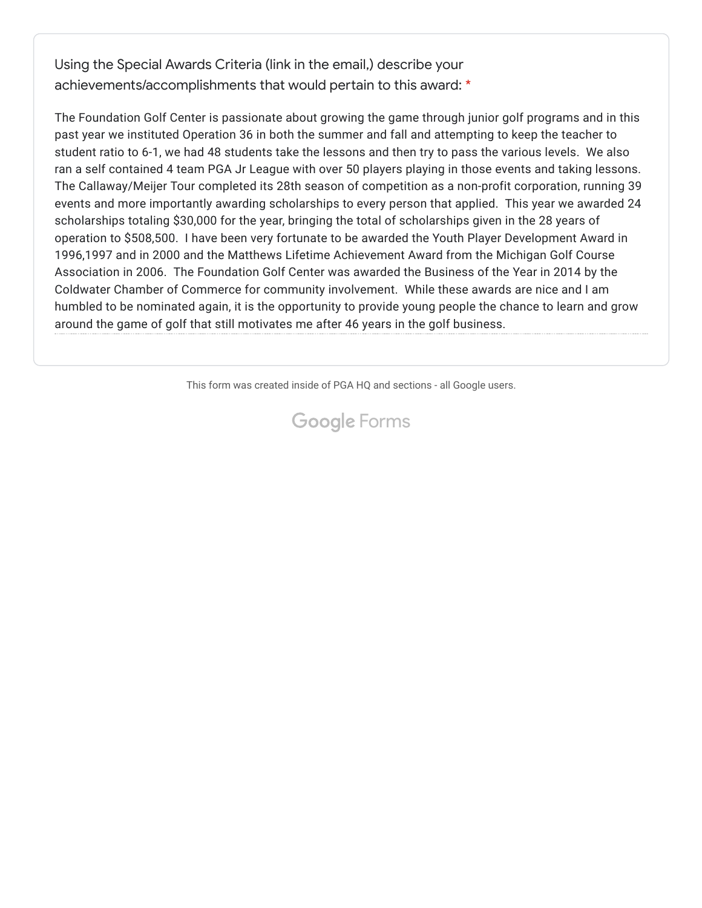Using the Special Awards Criteria (link in the email,) describe your achievements/accomplishments that would pertain to this award: *

The Foundation Golf Center is passionate about growing the game through junior golf programs and in this past year we instituted Operation 36 in both the summer and fall and attempting to keep the teacher to student ratio to 6-1, we had 48 students take the lessons and then try to pass the various levels. We also ran a self contained 4 team PGA Jr League with over 50 players playing in those events and taking lessons. The Callaway/Meijer Tour completed its 28th season of competition as a non-profit corporation, running 39 events and more importantly awarding scholarships to every person that applied. This year we awarded 24 scholarships totaling $30,000 for the year, bringing the total of scholarships given in the 28 years of operation to $508,500. I have been very fortunate to be awarded the Youth Player Development Award in 1996,1997 and in 2000 and the Matthews Lifetime Achievement Award from the Michigan Golf Course Association in 2006. The Foundation Golf Center was awarded the Business of the Year in 2014 by the Coldwater Chamber of Commerce for community involvement. While these awards are nice and I am humbled to be nominated again, it is the opportunity to provide young people the chance to learn and grow around the game of golf that still motivates me after 46 years in the golf business.

This form was created inside of PGA HQ and sections - all Google users.

Google Forms